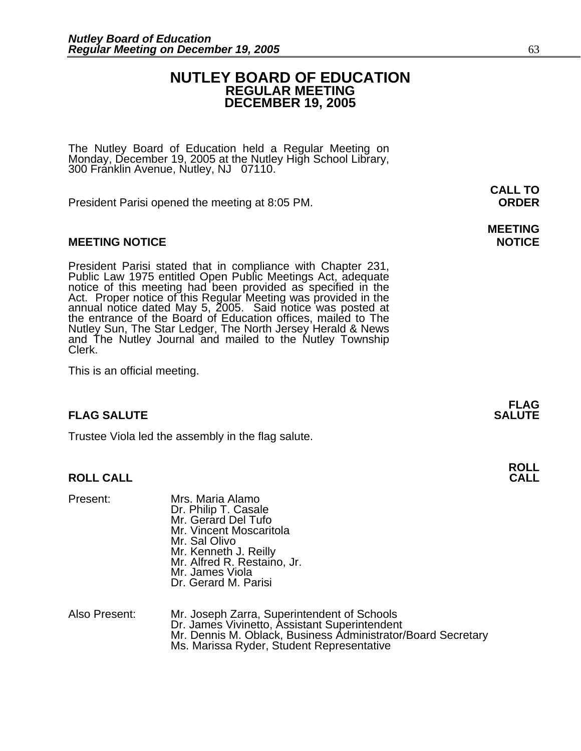# NUTLEY BOARD OF EDUCATION
## REGULAR MEETING
## DECEMBER 19, 2005

The Nutley Board of Education held a Regular Meeting on Monday, December 19, 2005 at the Nutley High School Library, 300 Franklin Avenue, Nutley, NJ 07110.

**CALL TO ORDER**

President Parisi opened the meeting at 8:05 PM.

**MEETING NOTICE**

**MEETING NOTICE**

President Parisi stated that in compliance with Chapter 231, Public Law 1975 entitled Open Public Meetings Act, adequate notice of this meeting had been provided as specified in the Act. Proper notice of this Regular Meeting was provided in the annual notice dated May 5, 2005. Said notice was posted at the entrance of the Board of Education offices, mailed to The Nutley Sun, The Star Ledger, The North Jersey Herald & News and The Nutley Journal and mailed to the Nutley Township Clerk.

This is an official meeting.

**FLAG SALUTE**

**FLAG SALUTE**

Trustee Viola led the assembly in the flag salute.

**ROLL CALL**

**ROLL CALL**

Present:
- Mrs. Maria Alamo
- Dr. Philip T. Casale
- Mr. Gerard Del Tufo
- Mr. Vincent Moscaritola
- Mr. Sal Olivo
- Mr. Kenneth J. Reilly
- Mr. Alfred R. Restaino, Jr.
- Mr. James Viola
- Dr. Gerard M. Parisi

Also Present:
- Mr. Joseph Zarra, Superintendent of Schools
- Dr. James Vivinetto, Assistant Superintendent
- Mr. Dennis M. Oblack, Business Administrator/Board Secretary
- Ms. Marissa Ryder, Student Representative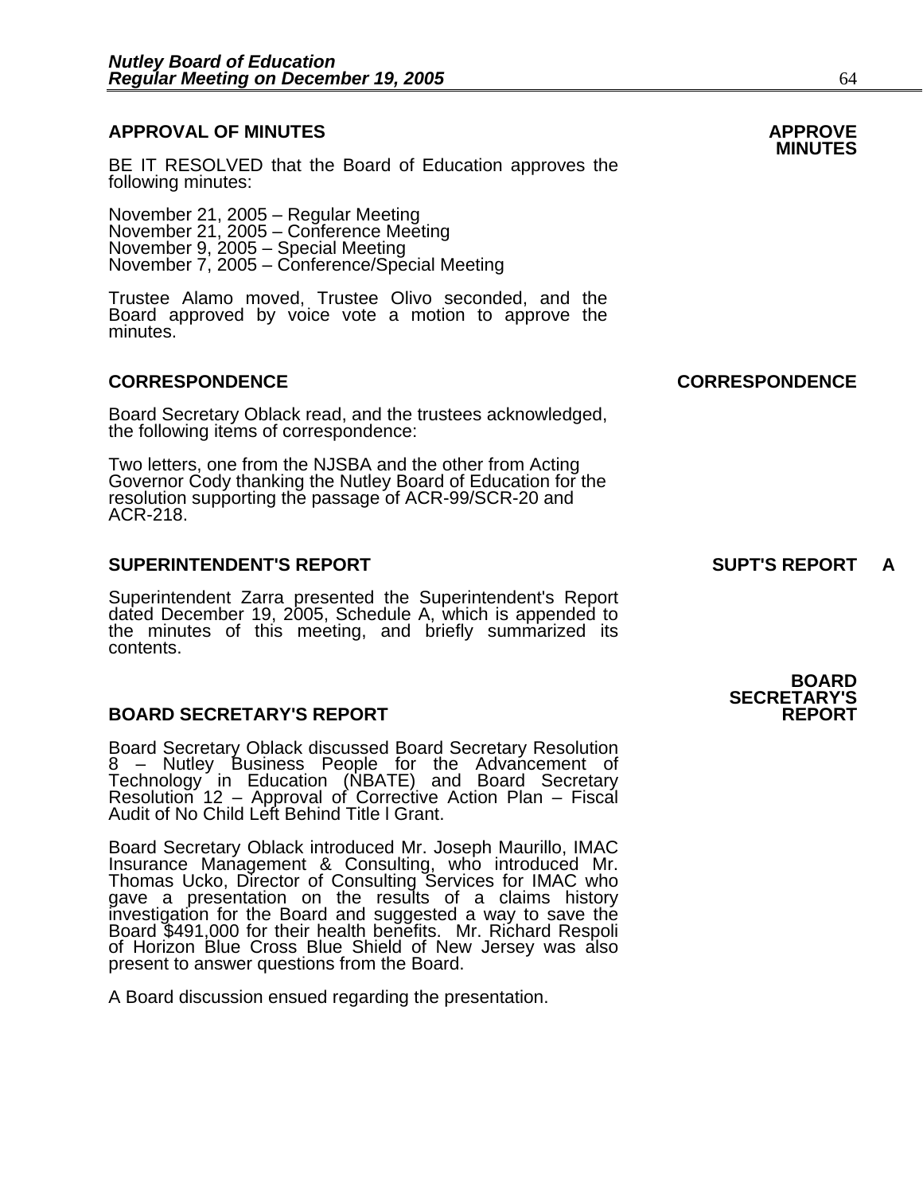## APPROVAL OF MINUTES

**APPROVE MINUTES**

BE IT RESOLVED that the Board of Education approves the following minutes:

November 21, 2005 – Regular Meeting
November 21, 2005 – Conference Meeting
November 9, 2005 – Special Meeting
November 7, 2005 – Conference/Special Meeting

Trustee Alamo moved, Trustee Olivo seconded, and the Board approved by voice vote a motion to approve the minutes.

## CORRESPONDENCE

**CORRESPONDENCE**

Board Secretary Oblack read, and the trustees acknowledged, the following items of correspondence:

Two letters, one from the NJSBA and the other from Acting Governor Cody thanking the Nutley Board of Education for the resolution supporting the passage of ACR-99/SCR-20 and ACR-218.

## SUPERINTENDENT'S REPORT

**SUPT'S REPORT A**

Superintendent Zarra presented the Superintendent's Report dated December 19, 2005, Schedule A, which is appended to the minutes of this meeting, and briefly summarized its contents.

## BOARD SECRETARY'S REPORT

**BOARD SECRETARY'S REPORT**

Board Secretary Oblack discussed Board Secretary Resolution 8 – Nutley Business People for the Advancement of Technology in Education (NBATE) and Board Secretary Resolution 12 – Approval of Corrective Action Plan – Fiscal Audit of No Child Left Behind Title I Grant.

Board Secretary Oblack introduced Mr. Joseph Maurillo, IMAC Insurance Management & Consulting, who introduced Mr. Thomas Ucko, Director of Consulting Services for IMAC who gave a presentation on the results of a claims history investigation for the Board and suggested a way to save the Board $491,000 for their health benefits. Mr. Richard Respoli of Horizon Blue Cross Blue Shield of New Jersey was also present to answer questions from the Board.

A Board discussion ensued regarding the presentation.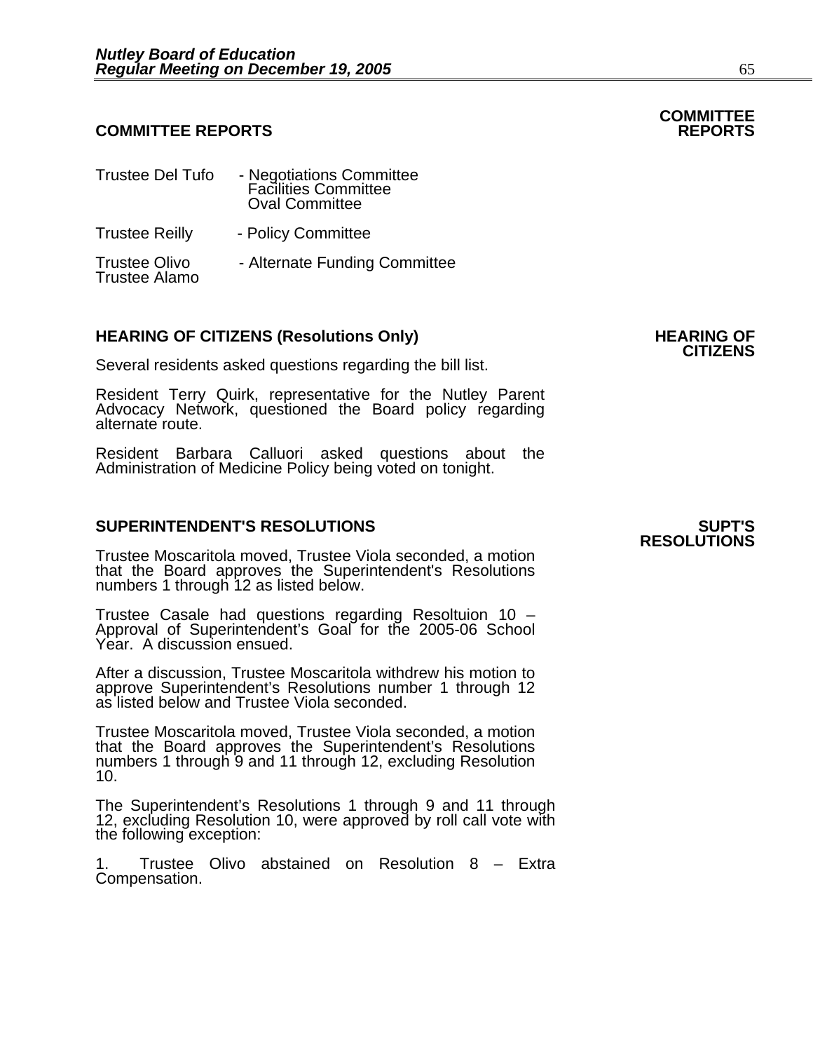## COMMITTEE REPORTS

**COMMITTEE REPORTS**

Trustee Del Tufo - Negotiations Committee
Facilities Committee
Oval Committee

Trustee Reilly - Policy Committee

Trustee Olivo - Alternate Funding Committee
Trustee Alamo

## HEARING OF CITIZENS (Resolutions Only)

**HEARING OF CITIZENS**

Several residents asked questions regarding the bill list.

Resident Terry Quirk, representative for the Nutley Parent Advocacy Network, questioned the Board policy regarding alternate route.

Resident Barbara Calluori asked questions about the Administration of Medicine Policy being voted on tonight.

## SUPERINTENDENT'S RESOLUTIONS

**SUPT'S RESOLUTIONS**

Trustee Moscaritola moved, Trustee Viola seconded, a motion that the Board approves the Superintendent's Resolutions numbers 1 through 12 as listed below.

Trustee Casale had questions regarding Resoltuion 10 – Approval of Superintendent's Goal for the 2005-06 School Year. A discussion ensued.

After a discussion, Trustee Moscaritola withdrew his motion to approve Superintendent's Resolutions number 1 through 12 as listed below and Trustee Viola seconded.

Trustee Moscaritola moved, Trustee Viola seconded, a motion that the Board approves the Superintendent's Resolutions numbers 1 through 9 and 11 through 12, excluding Resolution 10.

The Superintendent's Resolutions 1 through 9 and 11 through 12, excluding Resolution 10, were approved by roll call vote with the following exception:

1. Trustee Olivo abstained on Resolution 8 – Extra Compensation.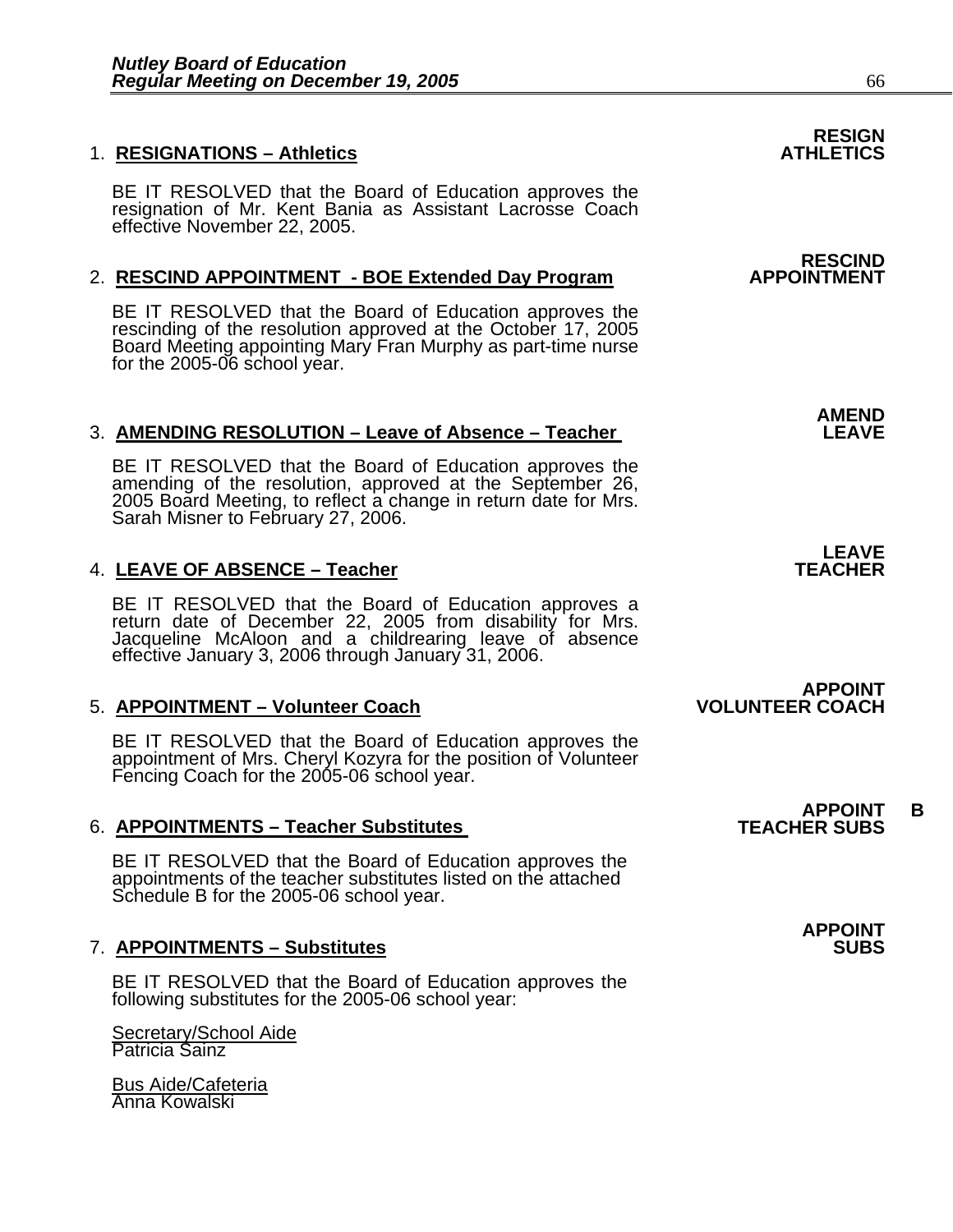1. **RESIGNATIONS – Athletics** **RESIGN ATHLETICS**

   BE IT RESOLVED that the Board of Education approves the resignation of Mr. Kent Bania as Assistant Lacrosse Coach effective November 22, 2005.

2. **RESCIND APPOINTMENT - BOE Extended Day Program** **RESCIND APPOINTMENT**

   BE IT RESOLVED that the Board of Education approves the rescinding of the resolution approved at the October 17, 2005 Board Meeting appointing Mary Fran Murphy as part-time nurse for the 2005-06 school year.

3. **AMENDING RESOLUTION – Leave of Absence – Teacher** **AMEND LEAVE**

   BE IT RESOLVED that the Board of Education approves the amending of the resolution, approved at the September 26, 2005 Board Meeting, to reflect a change in return date for Mrs. Sarah Misner to February 27, 2006.

4. **LEAVE OF ABSENCE – Teacher** **LEAVE TEACHER**

   BE IT RESOLVED that the Board of Education approves a return date of December 22, 2005 from disability for Mrs. Jacqueline McAloon and a childrearing leave of absence effective January 3, 2006 through January 31, 2006.

5. **APPOINTMENT – Volunteer Coach** **APPOINT VOLUNTEER COACH**

   BE IT RESOLVED that the Board of Education approves the appointment of Mrs. Cheryl Kozyra for the position of Volunteer Fencing Coach for the 2005-06 school year.

6. **APPOINTMENTS – Teacher Substitutes** **APPOINT TEACHER SUBS** **B**

   BE IT RESOLVED that the Board of Education approves the appointments of the teacher substitutes listed on the attached Schedule B for the 2005-06 school year.

7. **APPOINTMENTS – Substitutes** **APPOINT SUBS**

   BE IT RESOLVED that the Board of Education approves the following substitutes for the 2005-06 school year:

   Secretary/School Aide
   Patricia Sainz

   Bus Aide/Cafeteria
   Anna Kowalski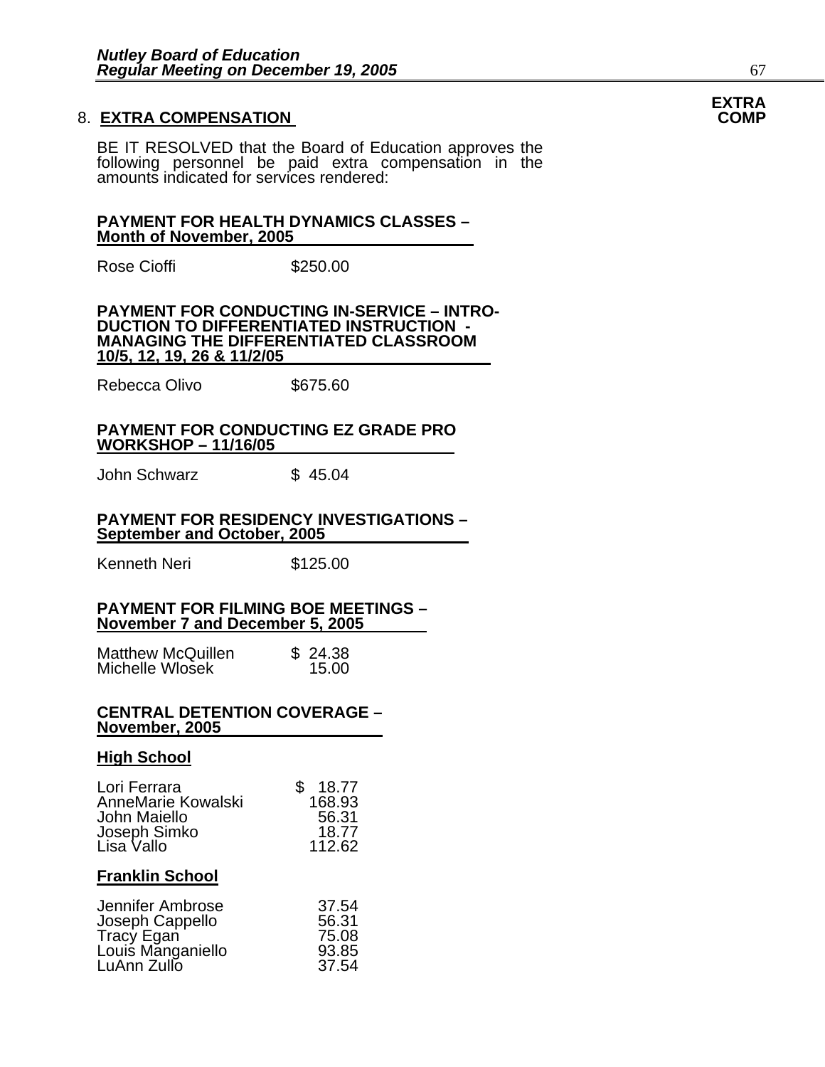## 8. **EXTRA COMPENSATION**

**EXTRA COMP**

BE IT RESOLVED that the Board of Education approves the following personnel be paid extra compensation in the amounts indicated for services rendered:

**PAYMENT FOR HEALTH DYNAMICS CLASSES – Month of November, 2005**

| | |
|---|---|
| Rose Cioffi | $250.00 |

**PAYMENT FOR CONDUCTING IN-SERVICE – INTRODUCTION TO DIFFERENTIATED INSTRUCTION - MANAGING THE DIFFERENTIATED CLASSROOM 10/5, 12, 19, 26 & 11/2/05**

| | |
|---|---|
| Rebecca Olivo | $675.60 |

**PAYMENT FOR CONDUCTING EZ GRADE PRO WORKSHOP – 11/16/05**

| | |
|---|---|
| John Schwarz | $ 45.04 |

**PAYMENT FOR RESIDENCY INVESTIGATIONS – September and October, 2005**

| | |
|---|---|
| Kenneth Neri | $125.00 |

**PAYMENT FOR FILMING BOE MEETINGS – November 7 and December 5, 2005**

| | |
|---|---|
| Matthew McQuillen | $ 24.38 |
| Michelle Wlosek | 15.00 |

**CENTRAL DETENTION COVERAGE – November, 2005**

**High School**

| | |
|---|---|
| Lori Ferrara | $ 18.77 |
| AnneMarie Kowalski | 168.93 |
| John Maiello | 56.31 |
| Joseph Simko | 18.77 |
| Lisa Vallo | 112.62 |

**Franklin School**

| | |
|---|---|
| Jennifer Ambrose | 37.54 |
| Joseph Cappello | 56.31 |
| Tracy Egan | 75.08 |
| Louis Manganiello | 93.85 |
| LuAnn Zullo | 37.54 |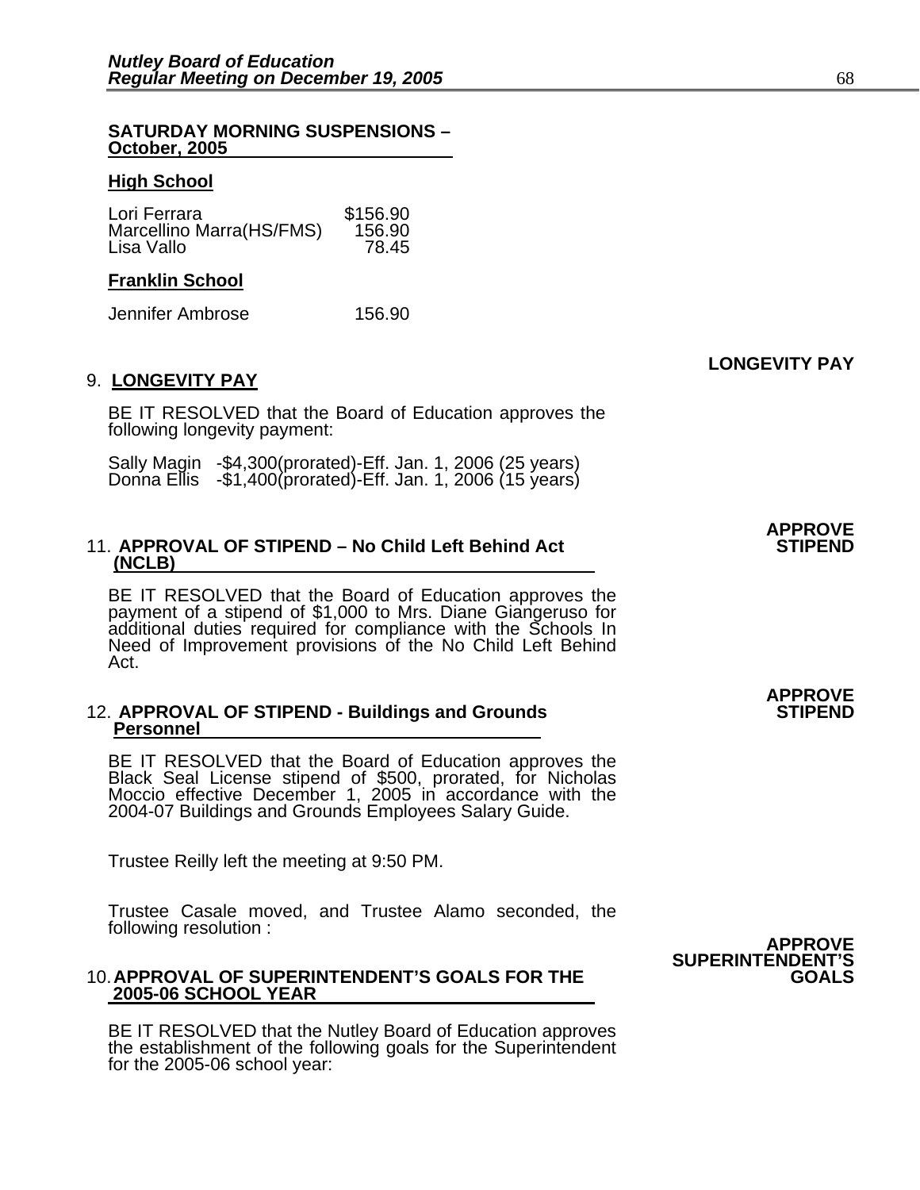**SATURDAY MORNING SUSPENSIONS – October, 2005**

**High School**

| | |
|---|---|
| Lori Ferrara | $156.90 |
| Marcellino Marra(HS/FMS) | 156.90 |
| Lisa Vallo | 78.45 |

**Franklin School**

| | |
|---|---|
| Jennifer Ambrose | 156.90 |

**LONGEVITY PAY**

9. **LONGEVITY PAY**

BE IT RESOLVED that the Board of Education approves the following longevity payment:

Sally Magin -$4,300(prorated)-Eff. Jan. 1, 2006 (25 years)
Donna Ellis -$1,400(prorated)-Eff. Jan. 1, 2006 (15 years)

**APPROVE STIPEND**

11. **APPROVAL OF STIPEND – No Child Left Behind Act (NCLB)**

BE IT RESOLVED that the Board of Education approves the payment of a stipend of $1,000 to Mrs. Diane Giangeruso for additional duties required for compliance with the Schools In Need of Improvement provisions of the No Child Left Behind Act.

**APPROVE STIPEND**

12. **APPROVAL OF STIPEND - Buildings and Grounds Personnel**

BE IT RESOLVED that the Board of Education approves the Black Seal License stipend of $500, prorated, for Nicholas Moccio effective December 1, 2005 in accordance with the 2004-07 Buildings and Grounds Employees Salary Guide.

Trustee Reilly left the meeting at 9:50 PM.

Trustee Casale moved, and Trustee Alamo seconded, the following resolution :

**APPROVE SUPERINTENDENT'S GOALS**

10. **APPROVAL OF SUPERINTENDENT'S GOALS FOR THE 2005-06 SCHOOL YEAR**

BE IT RESOLVED that the Nutley Board of Education approves the establishment of the following goals for the Superintendent for the 2005-06 school year: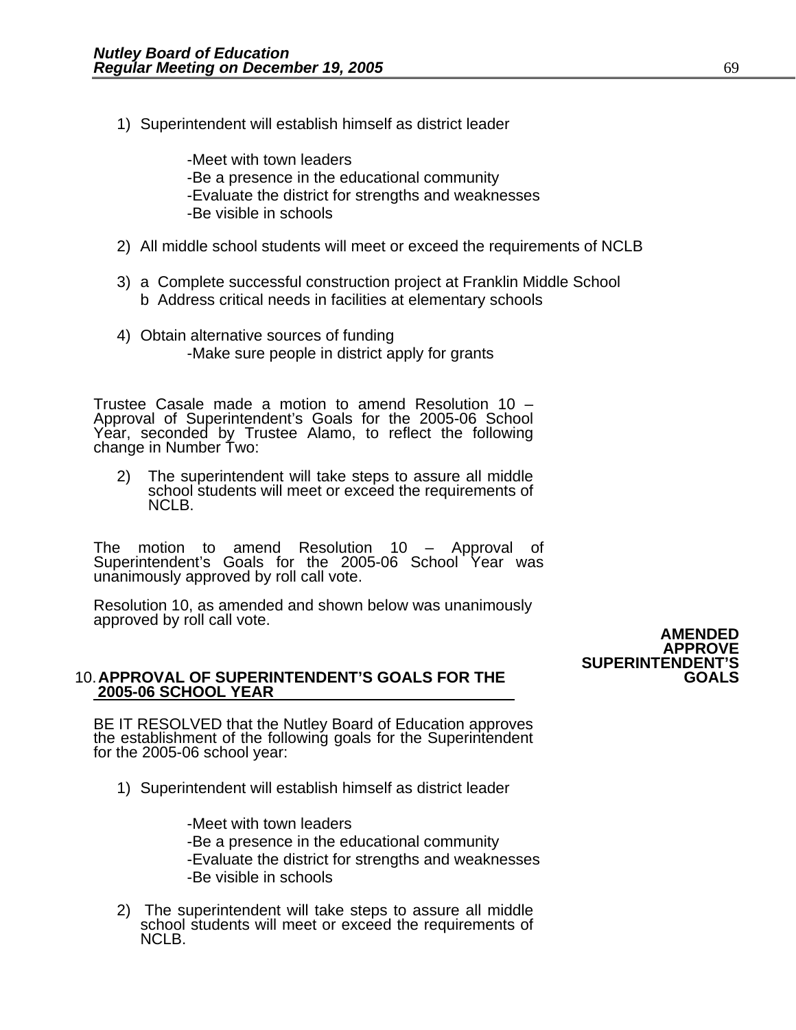1) Superintendent will establish himself as district leader

    -Meet with town leaders
    -Be a presence in the educational community
    -Evaluate the district for strengths and weaknesses
    -Be visible in schools

2) All middle school students will meet or exceed the requirements of NCLB

3) a Complete successful construction project at Franklin Middle School
   b Address critical needs in facilities at elementary schools

4) Obtain alternative sources of funding
    -Make sure people in district apply for grants

Trustee Casale made a motion to amend Resolution 10 – Approval of Superintendent's Goals for the 2005-06 School Year, seconded by Trustee Alamo, to reflect the following change in Number Two:

2) The superintendent will take steps to assure all middle school students will meet or exceed the requirements of NCLB.

The motion to amend Resolution 10 – Approval of Superintendent's Goals for the 2005-06 School Year was unanimously approved by roll call vote.

Resolution 10, as amended and shown below was unanimously approved by roll call vote.

**AMENDED APPROVE SUPERINTENDENT'S GOALS**

10. **APPROVAL OF SUPERINTENDENT'S GOALS FOR THE 2005-06 SCHOOL YEAR**

BE IT RESOLVED that the Nutley Board of Education approves the establishment of the following goals for the Superintendent for the 2005-06 school year:

1) Superintendent will establish himself as district leader

    -Meet with town leaders
    -Be a presence in the educational community
    -Evaluate the district for strengths and weaknesses
    -Be visible in schools

2) The superintendent will take steps to assure all middle school students will meet or exceed the requirements of NCLB.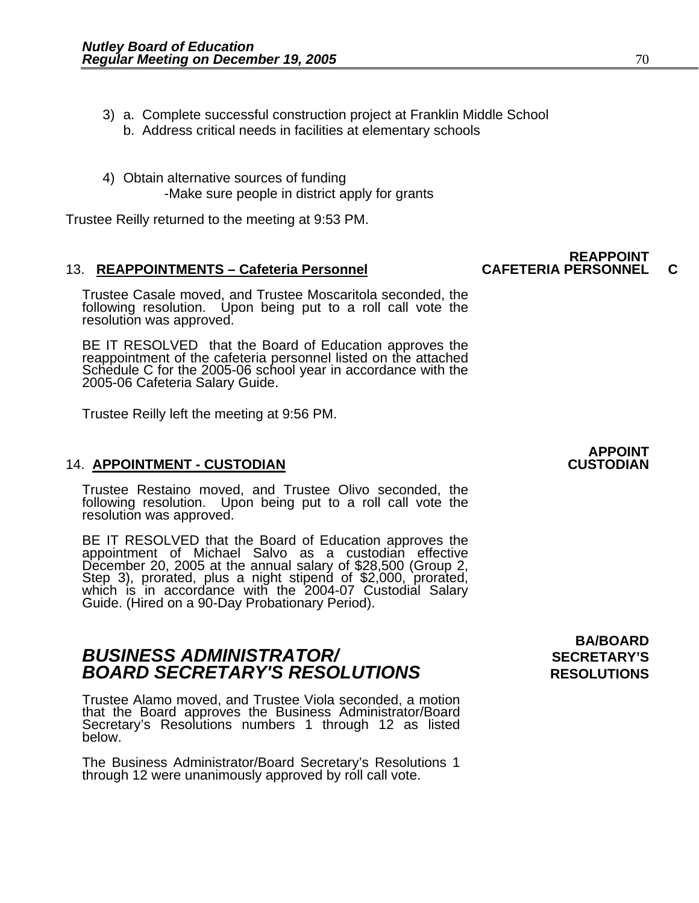3) a. Complete successful construction project at Franklin Middle School
   b. Address critical needs in facilities at elementary schools

4) Obtain alternative sources of funding
   -Make sure people in district apply for grants

Trustee Reilly returned to the meeting at 9:53 PM.

### 13. **REAPPOINTMENTS – Cafeteria Personnel** — REAPPOINT CAFETERIA PERSONNEL C

Trustee Casale moved, and Trustee Moscaritola seconded, the following resolution. Upon being put to a roll call vote the resolution was approved.

BE IT RESOLVED that the Board of Education approves the reappointment of the cafeteria personnel listed on the attached Schedule C for the 2005-06 school year in accordance with the 2005-06 Cafeteria Salary Guide.

Trustee Reilly left the meeting at 9:56 PM.

### 14. **APPOINTMENT - CUSTODIAN** — APPOINT CUSTODIAN

Trustee Restaino moved, and Trustee Olivo seconded, the following resolution. Upon being put to a roll call vote the resolution was approved.

BE IT RESOLVED that the Board of Education approves the appointment of Michael Salvo as a custodian effective December 20, 2005 at the annual salary of $28,500 (Group 2, Step 3), prorated, plus a night stipend of $2,000, prorated, which is in accordance with the 2004-07 Custodial Salary Guide. (Hired on a 90-Day Probationary Period).

## ***BUSINESS ADMINISTRATOR/ BOARD SECRETARY'S RESOLUTIONS*** — BA/BOARD SECRETARY'S RESOLUTIONS

Trustee Alamo moved, and Trustee Viola seconded, a motion that the Board approves the Business Administrator/Board Secretary's Resolutions numbers 1 through 12 as listed below.

The Business Administrator/Board Secretary's Resolutions 1 through 12 were unanimously approved by roll call vote.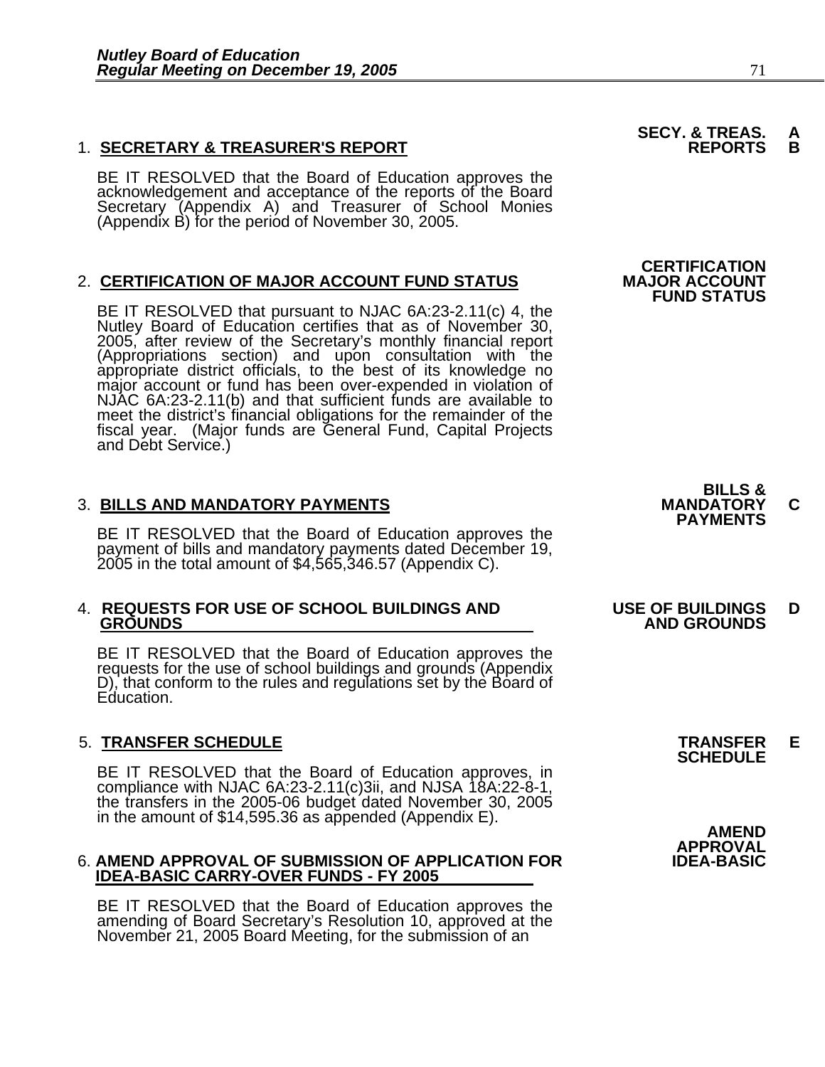1. **SECRETARY & TREASURER'S REPORT** — **SECY. & TREAS. REPORTS A B**

BE IT RESOLVED that the Board of Education approves the acknowledgement and acceptance of the reports of the Board Secretary (Appendix A) and Treasurer of School Monies (Appendix B) for the period of November 30, 2005.

2. **CERTIFICATION OF MAJOR ACCOUNT FUND STATUS** — **CERTIFICATION MAJOR ACCOUNT FUND STATUS**

BE IT RESOLVED that pursuant to NJAC 6A:23-2.11(c) 4, the Nutley Board of Education certifies that as of November 30, 2005, after review of the Secretary's monthly financial report (Appropriations section) and upon consultation with the appropriate district officials, to the best of its knowledge no major account or fund has been over-expended in violation of NJAC 6A:23-2.11(b) and that sufficient funds are available to meet the district's financial obligations for the remainder of the fiscal year. (Major funds are General Fund, Capital Projects and Debt Service.)

3. **BILLS AND MANDATORY PAYMENTS** — **BILLS & MANDATORY PAYMENTS C**

BE IT RESOLVED that the Board of Education approves the payment of bills and mandatory payments dated December 19, 2005 in the total amount of $4,565,346.57 (Appendix C).

4. **REQUESTS FOR USE OF SCHOOL BUILDINGS AND GROUNDS** — **USE OF BUILDINGS AND GROUNDS D**

BE IT RESOLVED that the Board of Education approves the requests for the use of school buildings and grounds (Appendix D), that conform to the rules and regulations set by the Board of Education.

5. **TRANSFER SCHEDULE** — **TRANSFER SCHEDULE E**

BE IT RESOLVED that the Board of Education approves, in compliance with NJAC 6A:23-2.11(c)3ii, and NJSA 18A:22-8-1, the transfers in the 2005-06 budget dated November 30, 2005 in the amount of $14,595.36 as appended (Appendix E).

6. **AMEND APPROVAL OF SUBMISSION OF APPLICATION FOR IDEA-BASIC CARRY-OVER FUNDS - FY 2005** — **AMEND APPROVAL IDEA-BASIC**

BE IT RESOLVED that the Board of Education approves the amending of Board Secretary's Resolution 10, approved at the November 21, 2005 Board Meeting, for the submission of an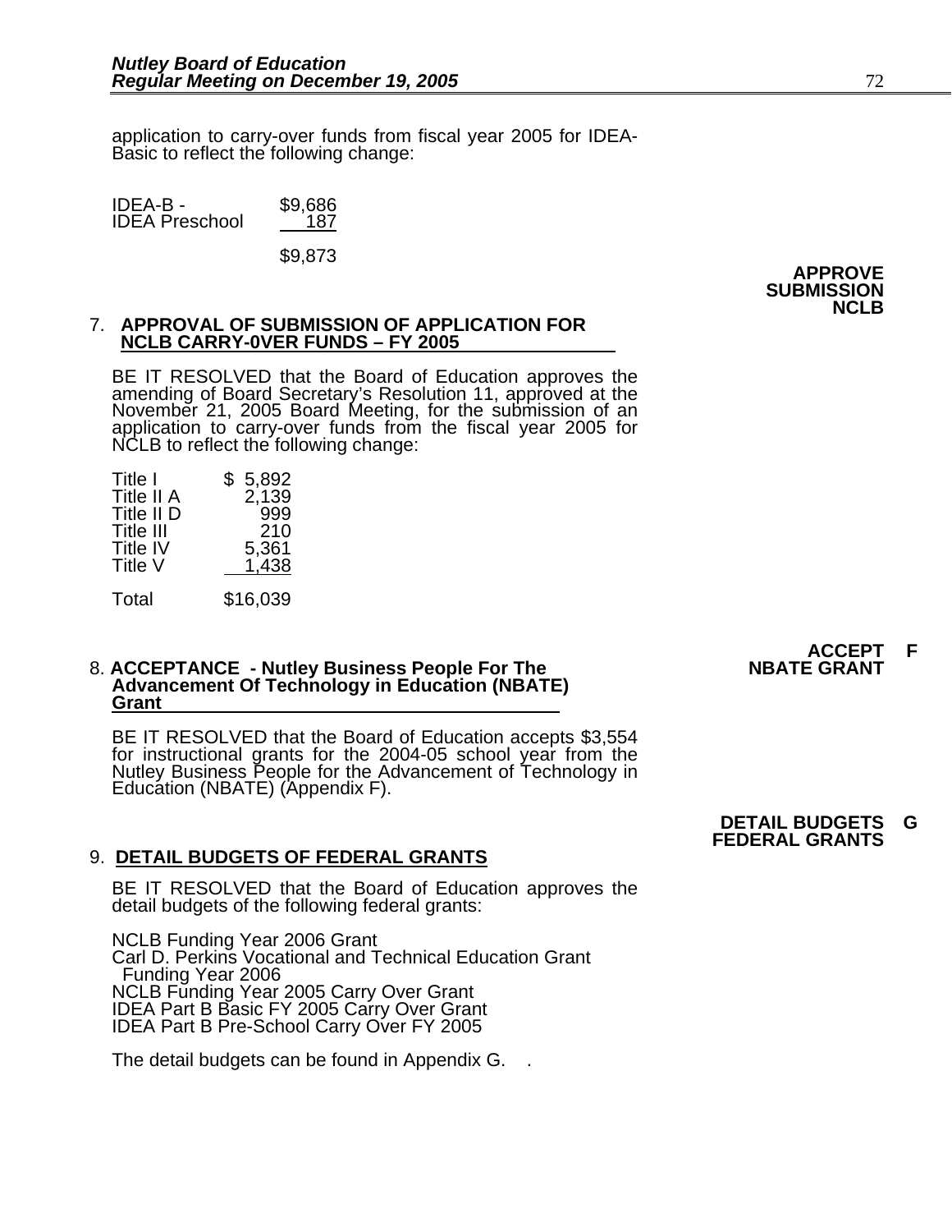application to carry-over funds from fiscal year 2005 for IDEA-Basic to reflect the following change:

| | |
|---|---|
| IDEA-B - | $9,686 |
| IDEA Preschool | 187 |
| | $9,873 |

**APPROVE SUBMISSION NCLB**

7. **APPROVAL OF SUBMISSION OF APPLICATION FOR NCLB CARRY-0VER FUNDS – FY 2005**

BE IT RESOLVED that the Board of Education approves the amending of Board Secretary's Resolution 11, approved at the November 21, 2005 Board Meeting, for the submission of an application to carry-over funds from the fiscal year 2005 for NCLB to reflect the following change:

| | |
|---|---|
| Title I | $ 5,892 |
| Title II A | 2,139 |
| Title II D | 999 |
| Title III | 210 |
| Title IV | 5,361 |
| Title V | 1,438 |
| Total | $16,039 |

**ACCEPT NBATE GRANT F**

8. **ACCEPTANCE - Nutley Business People For The Advancement Of Technology in Education (NBATE) Grant**

BE IT RESOLVED that the Board of Education accepts $3,554 for instructional grants for the 2004-05 school year from the Nutley Business People for the Advancement of Technology in Education (NBATE) (Appendix F).

**DETAIL BUDGETS FEDERAL GRANTS G**

9. **DETAIL BUDGETS OF FEDERAL GRANTS**

BE IT RESOLVED that the Board of Education approves the detail budgets of the following federal grants:

NCLB Funding Year 2006 Grant
Carl D. Perkins Vocational and Technical Education Grant
Funding Year 2006
NCLB Funding Year 2005 Carry Over Grant
IDEA Part B Basic FY 2005 Carry Over Grant
IDEA Part B Pre-School Carry Over FY 2005

The detail budgets can be found in Appendix G. .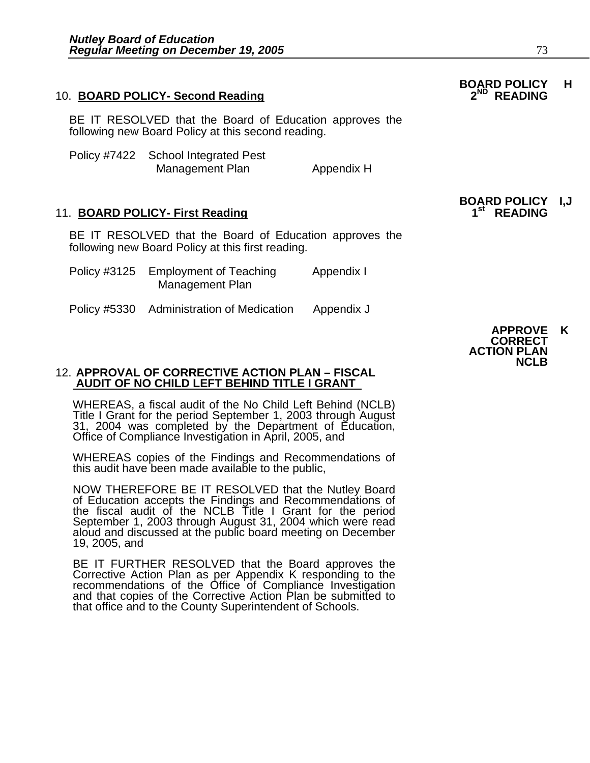**BOARD POLICY 2ND READING** H

10. **BOARD POLICY- Second Reading**

BE IT RESOLVED that the Board of Education approves the following new Board Policy at this second reading.

Policy #7422 School Integrated Pest Management Plan Appendix H

**BOARD POLICY 1st READING** I,J

11. **BOARD POLICY- First Reading**

BE IT RESOLVED that the Board of Education approves the following new Board Policy at this first reading.

Policy #3125 Employment of Teaching Management Plan Appendix I

Policy #5330 Administration of Medication Appendix J

**APPROVE CORRECT ACTION PLAN NCLB** K

12. **APPROVAL OF CORRECTIVE ACTION PLAN – FISCAL AUDIT OF NO CHILD LEFT BEHIND TITLE I GRANT**

WHEREAS, a fiscal audit of the No Child Left Behind (NCLB) Title I Grant for the period September 1, 2003 through August 31, 2004 was completed by the Department of Education, Office of Compliance Investigation in April, 2005, and

WHEREAS copies of the Findings and Recommendations of this audit have been made available to the public,

NOW THEREFORE BE IT RESOLVED that the Nutley Board of Education accepts the Findings and Recommendations of the fiscal audit of the NCLB Title I Grant for the period September 1, 2003 through August 31, 2004 which were read aloud and discussed at the public board meeting on December 19, 2005, and

BE IT FURTHER RESOLVED that the Board approves the Corrective Action Plan as per Appendix K responding to the recommendations of the Office of Compliance Investigation and that copies of the Corrective Action Plan be submitted to that office and to the County Superintendent of Schools.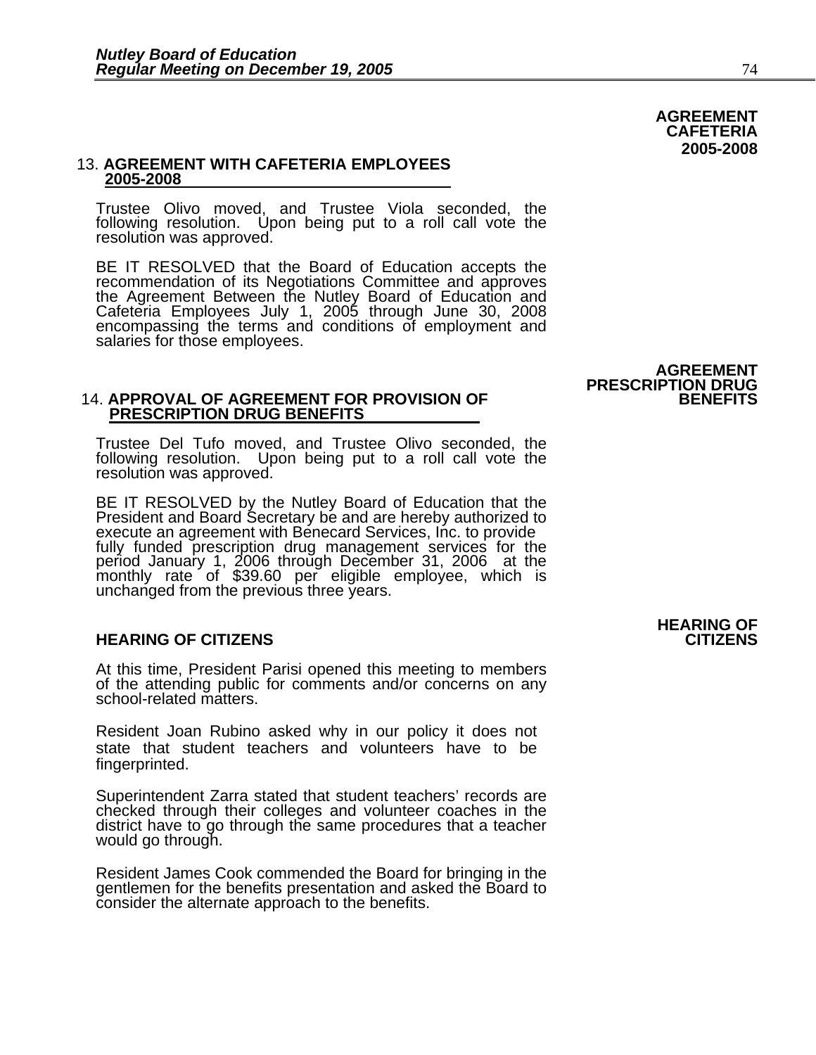**AGREEMENT CAFETERIA 2005-2008**

13. **AGREEMENT WITH CAFETERIA EMPLOYEES 2005-2008**

Trustee Olivo moved, and Trustee Viola seconded, the following resolution. Upon being put to a roll call vote the resolution was approved.

BE IT RESOLVED that the Board of Education accepts the recommendation of its Negotiations Committee and approves the Agreement Between the Nutley Board of Education and Cafeteria Employees July 1, 2005 through June 30, 2008 encompassing the terms and conditions of employment and salaries for those employees.

**AGREEMENT PRESCRIPTION DRUG BENEFITS**

14. **APPROVAL OF AGREEMENT FOR PROVISION OF PRESCRIPTION DRUG BENEFITS**

Trustee Del Tufo moved, and Trustee Olivo seconded, the following resolution. Upon being put to a roll call vote the resolution was approved.

BE IT RESOLVED by the Nutley Board of Education that the President and Board Secretary be and are hereby authorized to execute an agreement with Benecard Services, Inc. to provide fully funded prescription drug management services for the period January 1, 2006 through December 31, 2006 at the monthly rate of $39.60 per eligible employee, which is unchanged from the previous three years.

**HEARING OF CITIZENS**

**HEARING OF CITIZENS**

At this time, President Parisi opened this meeting to members of the attending public for comments and/or concerns on any school-related matters.

Resident Joan Rubino asked why in our policy it does not state that student teachers and volunteers have to be fingerprinted.

Superintendent Zarra stated that student teachers' records are checked through their colleges and volunteer coaches in the district have to go through the same procedures that a teacher would go through.

Resident James Cook commended the Board for bringing in the gentlemen for the benefits presentation and asked the Board to consider the alternate approach to the benefits.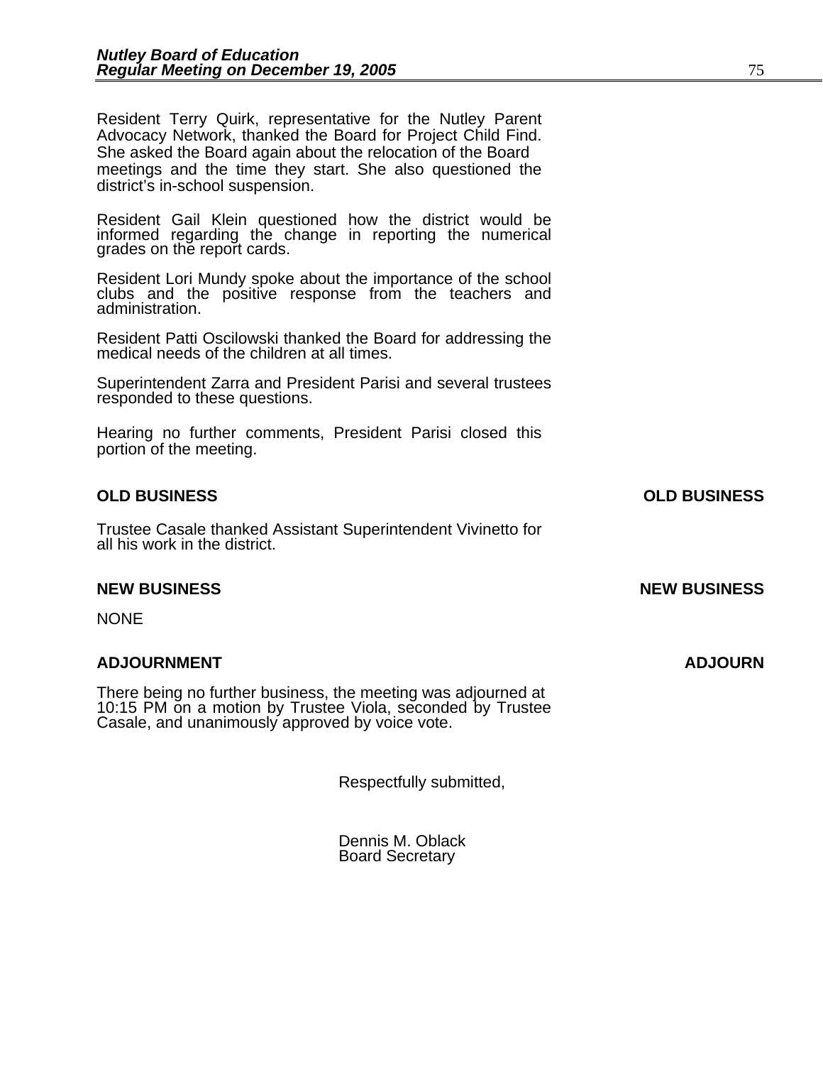Resident Terry Quirk, representative for the Nutley Parent Advocacy Network, thanked the Board for Project Child Find. She asked the Board again about the relocation of the Board meetings and the time they start. She also questioned the district's in-school suspension.

Resident Gail Klein questioned how the district would be informed regarding the change in reporting the numerical grades on the report cards.

Resident Lori Mundy spoke about the importance of the school clubs and the positive response from the teachers and administration.

Resident Patti Oscilowski thanked the Board for addressing the medical needs of the children at all times.

Superintendent Zarra and President Parisi and several trustees responded to these questions.

Hearing no further comments, President Parisi closed this portion of the meeting.

**OLD BUSINESS** **OLD BUSINESS**

Trustee Casale thanked Assistant Superintendent Vivinetto for all his work in the district.

**NEW BUSINESS** **NEW BUSINESS**

NONE

**ADJOURNMENT** **ADJOURN**

There being no further business, the meeting was adjourned at 10:15 PM on a motion by Trustee Viola, seconded by Trustee Casale, and unanimously approved by voice vote.

Respectfully submitted,

Dennis M. Oblack
Board Secretary